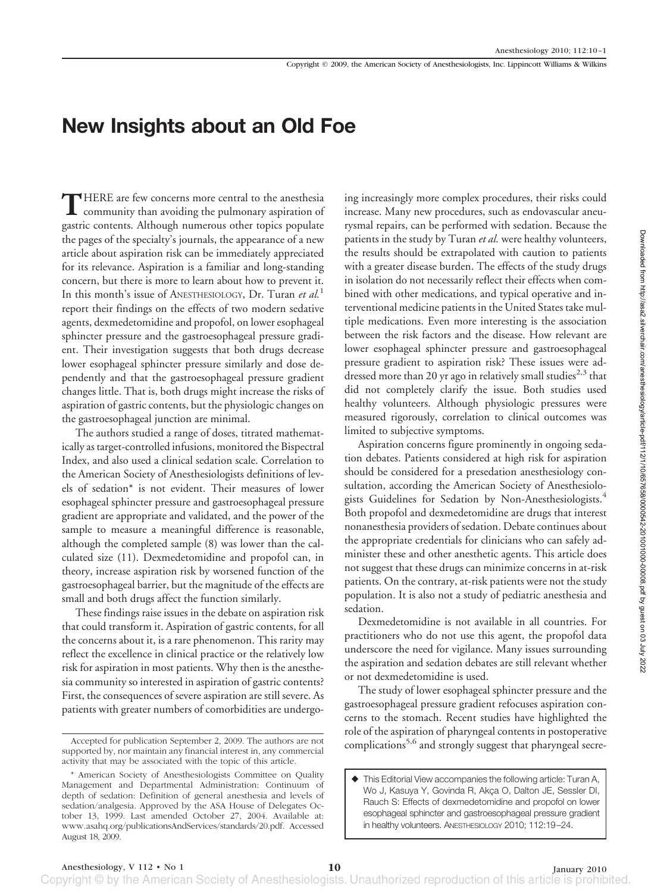# New Insights about an Old Foe

THERE are few concerns more central to the anesthesia community than avoiding the pulmonary aspiration of gastric contents. Although numerous other topics populate the pages of the specialty's journals, the appearance of a new article about aspiration risk can be immediately appreciated for its relevance. Aspiration is a familiar and long-standing concern, but there is more to learn about how to prevent it. In this month's issue of ANESTHESIOLOGY, Dr. Turan *et al.*[1] report their findings on the effects of two modern sedative agents, dexmedetomidine and propofol, on lower esophageal sphincter pressure and the gastroesophageal pressure gradient. Their investigation suggests that both drugs decrease lower esophageal sphincter pressure similarly and dose dependently and that the gastroesophageal pressure gradient changes little. That is, both drugs might increase the risks of aspiration of gastric contents, but the physiologic changes on the gastroesophageal junction are minimal.

The authors studied a range of doses, titrated mathematically as target-controlled infusions, monitored the Bispectral Index, and also used a clinical sedation scale. Correlation to the American Society of Anesthesiologists definitions of levels of sedation* is not evident. Their measures of lower esophageal sphincter pressure and gastroesophageal pressure gradient are appropriate and validated, and the power of the sample to measure a meaningful difference is reasonable, although the completed sample (8) was lower than the calculated size (11). Dexmedetomidine and propofol can, in theory, increase aspiration risk by worsened function of the gastroesophageal barrier, but the magnitude of the effects are small and both drugs affect the function similarly.

These findings raise issues in the debate on aspiration risk that could transform it. Aspiration of gastric contents, for all the concerns about it, is a rare phenomenon. This rarity may reflect the excellence in clinical practice or the relatively low risk for aspiration in most patients. Why then is the anesthesia community so interested in aspiration of gastric contents? First, the consequences of severe aspiration are still severe. As patients with greater numbers of comorbidities are undergoing increasingly more complex procedures, their risks could increase. Many new procedures, such as endovascular aneurysmal repairs, can be performed with sedation. Because the patients in the study by Turan *et al.* were healthy volunteers, the results should be extrapolated with caution to patients with a greater disease burden. The effects of the study drugs in isolation do not necessarily reflect their effects when combined with other medications, and typical operative and interventional medicine patients in the United States take multiple medications. Even more interesting is the association between the risk factors and the disease. How relevant are lower esophageal sphincter pressure and gastroesophageal pressure gradient to aspiration risk? These issues were addressed more than 20 yr ago in relatively small studies[2,3] that did not completely clarify the issue. Both studies used healthy volunteers. Although physiologic pressures were measured rigorously, correlation to clinical outcomes was limited to subjective symptoms.

Aspiration concerns figure prominently in ongoing sedation debates. Patients considered at high risk for aspiration should be considered for a presedation anesthesiology consultation, according the American Society of Anesthesiologists Guidelines for Sedation by Non-Anesthesiologists.[4] Both propofol and dexmedetomidine are drugs that interest nonanesthesia providers of sedation. Debate continues about the appropriate credentials for clinicians who can safely administer these and other anesthetic agents. This article does not suggest that these drugs can minimize concerns in at-risk patients. On the contrary, at-risk patients were not the study population. It is also not a study of pediatric anesthesia and sedation.

Dexmedetomidine is not available in all countries. For practitioners who do not use this agent, the propofol data underscore the need for vigilance. Many issues surrounding the aspiration and sedation debates are still relevant whether or not dexmedetomidine is used.

The study of lower esophageal sphincter pressure and the gastroesophageal pressure gradient refocuses aspiration concerns to the stomach. Recent studies have highlighted the role of the aspiration of pharyngeal contents in postoperative complications[5,6] and strongly suggest that pharyngeal secre-

---

Accepted for publication September 2, 2009. The authors are not supported by, nor maintain any financial interest in, any commercial activity that may be associated with the topic of this article.

\* American Society of Anesthesiologists Committee on Quality Management and Departmental Administration: Continuum of depth of sedation: Definition of general anesthesia and levels of sedation/analgesia. Approved by the ASA House of Delegates October 13, 1999. Last amended October 27, 2004. Available at: www.asahq.org/publicationsAndServices/standards/20.pdf. Accessed August 18, 2009.

◆ This Editorial View accompanies the following article: Turan A, Wo J, Kasuya Y, Govinda R, Akça O, Dalton JE, Sessler DI, Rauch S: Effects of dexmedetomidine and propofol on lower esophageal sphincter and gastroesophageal pressure gradient in healthy volunteers. ANESTHESIOLOGY 2010; 112:19–24.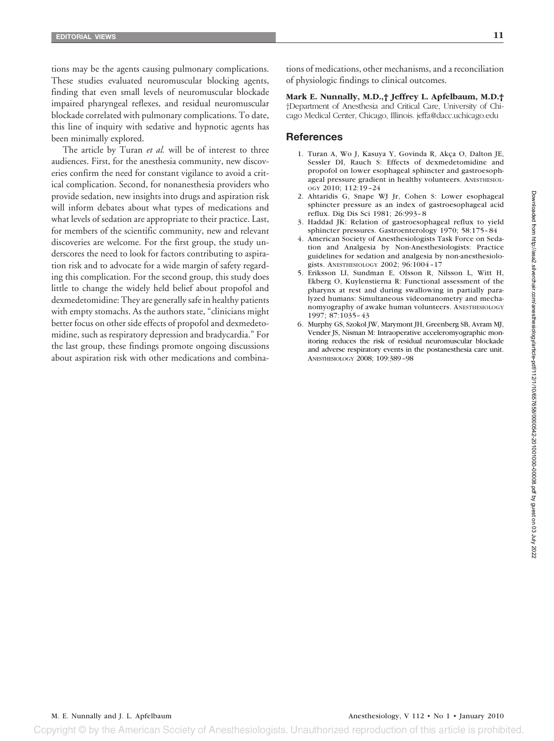tions may be the agents causing pulmonary complications. These studies evaluated neuromuscular blocking agents, finding that even small levels of neuromuscular blockade impaired pharyngeal reflexes, and residual neuromuscular blockade correlated with pulmonary complications. To date, this line of inquiry with sedative and hypnotic agents has been minimally explored.

The article by Turan *et al.* will be of interest to three audiences. First, for the anesthesia community, new discoveries confirm the need for constant vigilance to avoid a critical complication. Second, for nonanesthesia providers who provide sedation, new insights into drugs and aspiration risk will inform debates about what types of medications and what levels of sedation are appropriate to their practice. Last, for members of the scientific community, new and relevant discoveries are welcome. For the first group, the study underscores the need to look for factors contributing to aspiration risk and to advocate for a wide margin of safety regarding this complication. For the second group, this study does little to change the widely held belief about propofol and dexmedetomidine: They are generally safe in healthy patients with empty stomachs. As the authors state, "clinicians might better focus on other side effects of propofol and dexmedetomidine, such as respiratory depression and bradycardia." For the last group, these findings promote ongoing discussions about aspiration risk with other medications and combinations of medications, other mechanisms, and a reconciliation of physiologic findings to clinical outcomes.

**Mark E. Nunnally, M.D.,† Jeffrey L. Apfelbaum, M.D.†**
†Department of Anesthesia and Critical Care, University of Chicago Medical Center, Chicago, Illinois. jeffa@dacc.uchicago.edu

## References

1. Turan A, Wo J, Kasuya Y, Govinda R, Akça O, Dalton JE, Sessler DI, Rauch S: Effects of dexmedetomidine and propofol on lower esophageal sphincter and gastroesophageal pressure gradient in healthy volunteers. ANESTHESIOLOGY 2010; 112:19–24
2. Ahtaridis G, Snape WJ Jr, Cohen S: Lower esophageal sphincter pressure as an index of gastroesophageal acid reflux. Dig Dis Sci 1981; 26:993–8
3. Haddad JK: Relation of gastroesophageal reflux to yield sphincter pressures. Gastroenterology 1970; 58:175–84
4. American Society of Anesthesiologists Task Force on Sedation and Analgesia by Non-Anesthesiologists: Practice guidelines for sedation and analgesia by non-anesthesiologists. ANESTHESIOLOGY 2002; 96:1004–17
5. Eriksson LI, Sundman E, Olsson R, Nilsson L, Witt H, Ekberg O, Kuylenstierna R: Functional assessment of the pharynx at rest and during swallowing in partially paralyzed humans: Simultaneous videomanometry and mechanomyography of awake human volunteers. ANESTHESIOLOGY 1997; 87:1035–43
6. Murphy GS, Szokol JW, Marymont JH, Greenberg SB, Avram MJ, Vender JS, Nisman M: Intraoperative acceleromyographic monitoring reduces the risk of residual neuromuscular blockade and adverse respiratory events in the postanesthesia care unit. ANESTHESIOLOGY 2008; 109:389–98